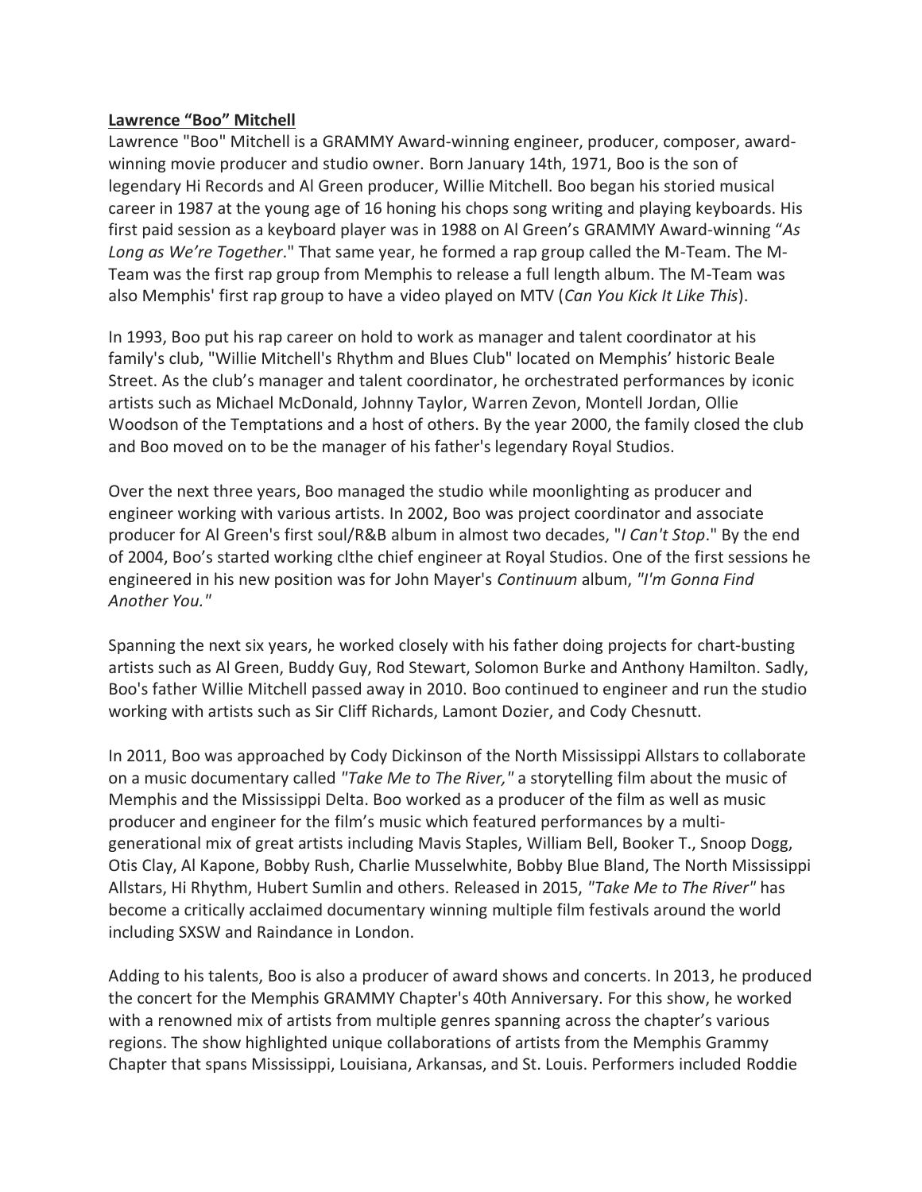**Lawrence "Boo" Mitchell**

Lawrence "Boo" Mitchell is a GRAMMY Award-winning engineer, producer, composer, award-winning movie producer and studio owner. Born January 14th, 1971, Boo is the son of legendary Hi Records and Al Green producer, Willie Mitchell. Boo began his storied musical career in 1987 at the young age of 16 honing his chops song writing and playing keyboards. His first paid session as a keyboard player was in 1988 on Al Green's GRAMMY Award-winning "*As Long as We're Together*." That same year, he formed a rap group called the M-Team. The M-Team was the first rap group from Memphis to release a full length album. The M-Team was also Memphis' first rap group to have a video played on MTV (*Can You Kick It Like This*).

In 1993, Boo put his rap career on hold to work as manager and talent coordinator at his family's club, "Willie Mitchell's Rhythm and Blues Club" located on Memphis' historic Beale Street. As the club's manager and talent coordinator, he orchestrated performances by iconic artists such as Michael McDonald, Johnny Taylor, Warren Zevon, Montell Jordan, Ollie Woodson of the Temptations and a host of others. By the year 2000, the family closed the club and Boo moved on to be the manager of his father's legendary Royal Studios.

Over the next three years, Boo managed the studio while moonlighting as producer and engineer working with various artists. In 2002, Boo was project coordinator and associate producer for Al Green's first soul/R&B album in almost two decades, "*I Can't Stop*." By the end of 2004, Boo's started working clthe chief engineer at Royal Studios. One of the first sessions he engineered in his new position was for John Mayer's *Continuum* album, *"I'm Gonna Find Another You."*

Spanning the next six years, he worked closely with his father doing projects for chart-busting artists such as Al Green, Buddy Guy, Rod Stewart, Solomon Burke and Anthony Hamilton. Sadly, Boo's father Willie Mitchell passed away in 2010. Boo continued to engineer and run the studio working with artists such as Sir Cliff Richards, Lamont Dozier, and Cody Chesnutt.

In 2011, Boo was approached by Cody Dickinson of the North Mississippi Allstars to collaborate on a music documentary called *"Take Me to The River,"* a storytelling film about the music of Memphis and the Mississippi Delta. Boo worked as a producer of the film as well as music producer and engineer for the film's music which featured performances by a multi-generational mix of great artists including Mavis Staples, William Bell, Booker T., Snoop Dogg, Otis Clay, Al Kapone, Bobby Rush, Charlie Musselwhite, Bobby Blue Bland, The North Mississippi Allstars, Hi Rhythm, Hubert Sumlin and others. Released in 2015, *"Take Me to The River"* has become a critically acclaimed documentary winning multiple film festivals around the world including SXSW and Raindance in London.

Adding to his talents, Boo is also a producer of award shows and concerts. In 2013, he produced the concert for the Memphis GRAMMY Chapter's 40th Anniversary. For this show, he worked with a renowned mix of artists from multiple genres spanning across the chapter's various regions. The show highlighted unique collaborations of artists from the Memphis Grammy Chapter that spans Mississippi, Louisiana, Arkansas, and St. Louis. Performers included Roddie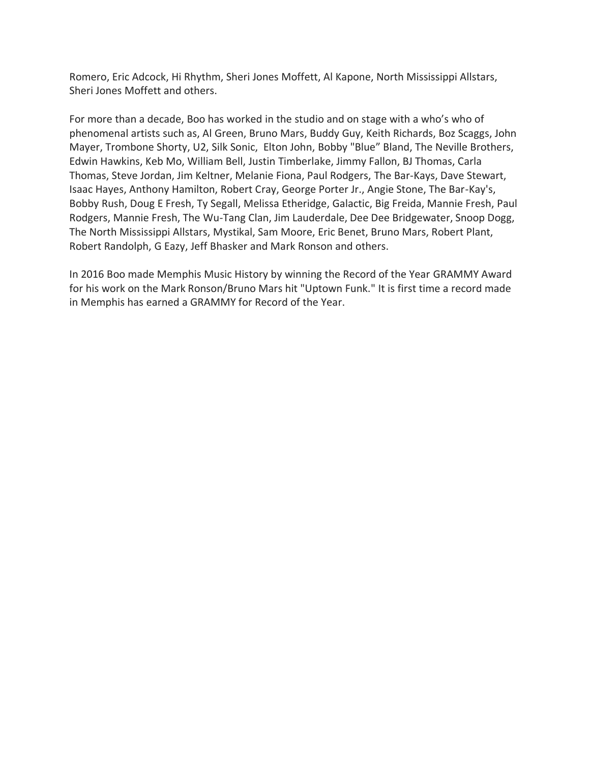Romero, Eric Adcock, Hi Rhythm, Sheri Jones Moffett, Al Kapone, North Mississippi Allstars, Sheri Jones Moffett and others.

For more than a decade, Boo has worked in the studio and on stage with a who's who of phenomenal artists such as, Al Green, Bruno Mars, Buddy Guy, Keith Richards, Boz Scaggs, John Mayer, Trombone Shorty, U2, Silk Sonic, Elton John, Bobby "Blue" Bland, The Neville Brothers, Edwin Hawkins, Keb Mo, William Bell, Justin Timberlake, Jimmy Fallon, BJ Thomas, Carla Thomas, Steve Jordan, Jim Keltner, Melanie Fiona, Paul Rodgers, The Bar-Kays, Dave Stewart, Isaac Hayes, Anthony Hamilton, Robert Cray, George Porter Jr., Angie Stone, The Bar-Kay's, Bobby Rush, Doug E Fresh, Ty Segall, Melissa Etheridge, Galactic, Big Freida, Mannie Fresh, Paul Rodgers, Mannie Fresh, The Wu-Tang Clan, Jim Lauderdale, Dee Dee Bridgewater, Snoop Dogg, The North Mississippi Allstars, Mystikal, Sam Moore, Eric Benet, Bruno Mars, Robert Plant, Robert Randolph, G Eazy, Jeff Bhasker and Mark Ronson and others.

In 2016 Boo made Memphis Music History by winning the Record of the Year GRAMMY Award for his work on the Mark Ronson/Bruno Mars hit "Uptown Funk." It is first time a record made in Memphis has earned a GRAMMY for Record of the Year.